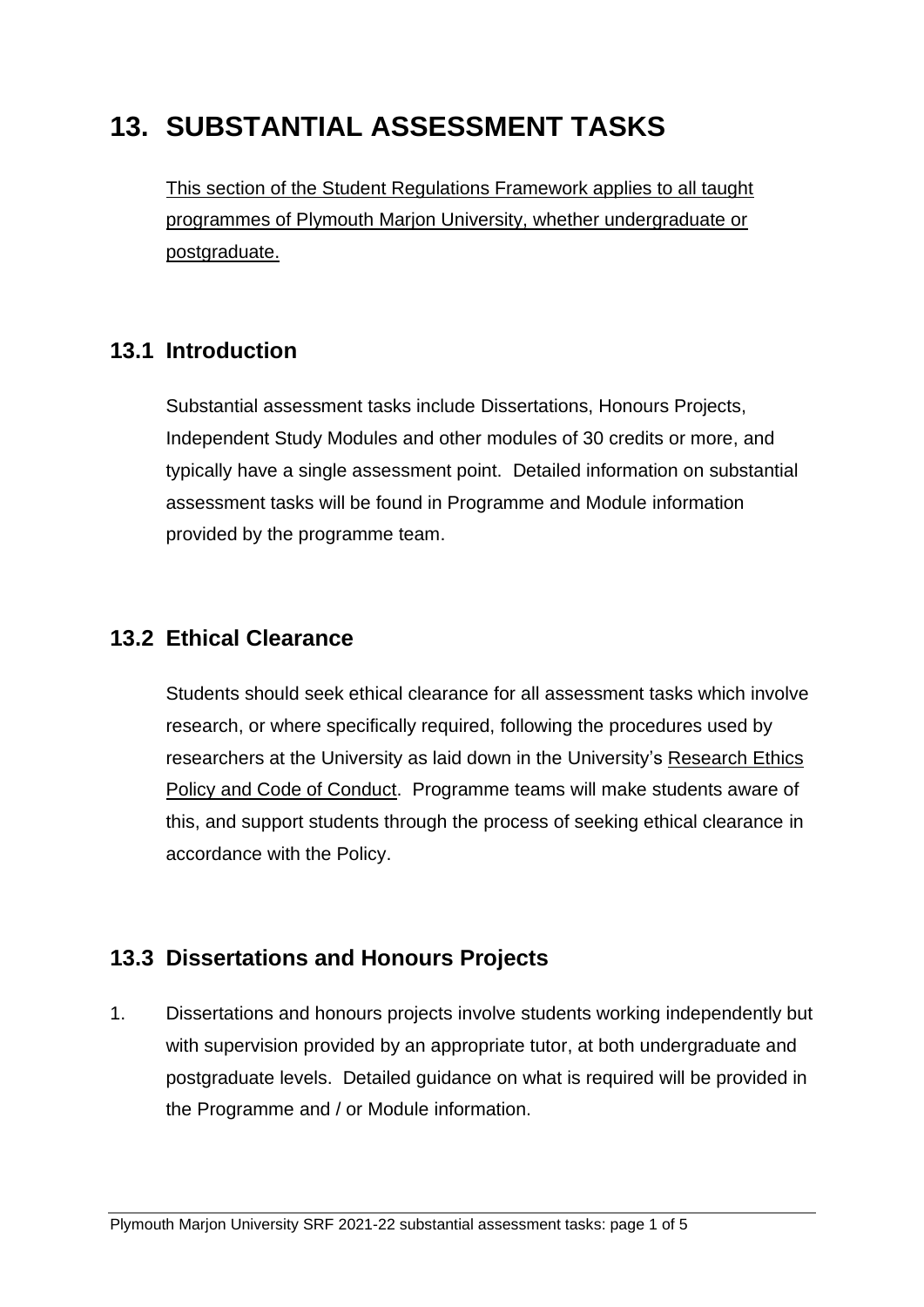# 13. SUBSTANTIAL ASSESSMENT TASKS

This section of the Student Regulations Framework applies to all taught programmes of Plymouth Marjon University, whether undergraduate or postgraduate.

## 13.1 Introduction

Substantial assessment tasks include Dissertations, Honours Projects, Independent Study Modules and other modules of 30 credits or more, and typically have a single assessment point. Detailed information on substantial assessment tasks will be found in Programme and Module information provided by the programme team.

## 13.2 Ethical Clearance

Students should seek ethical clearance for all assessment tasks which involve research, or where specifically required, following the procedures used by researchers at the University as laid down in the University's Research Ethics Policy and Code of Conduct. Programme teams will make students aware of this, and support students through the process of seeking ethical clearance in accordance with the Policy.

## 13.3 Dissertations and Honours Projects

1. Dissertations and honours projects involve students working independently but with supervision provided by an appropriate tutor, at both undergraduate and postgraduate levels. Detailed guidance on what is required will be provided in the Programme and / or Module information.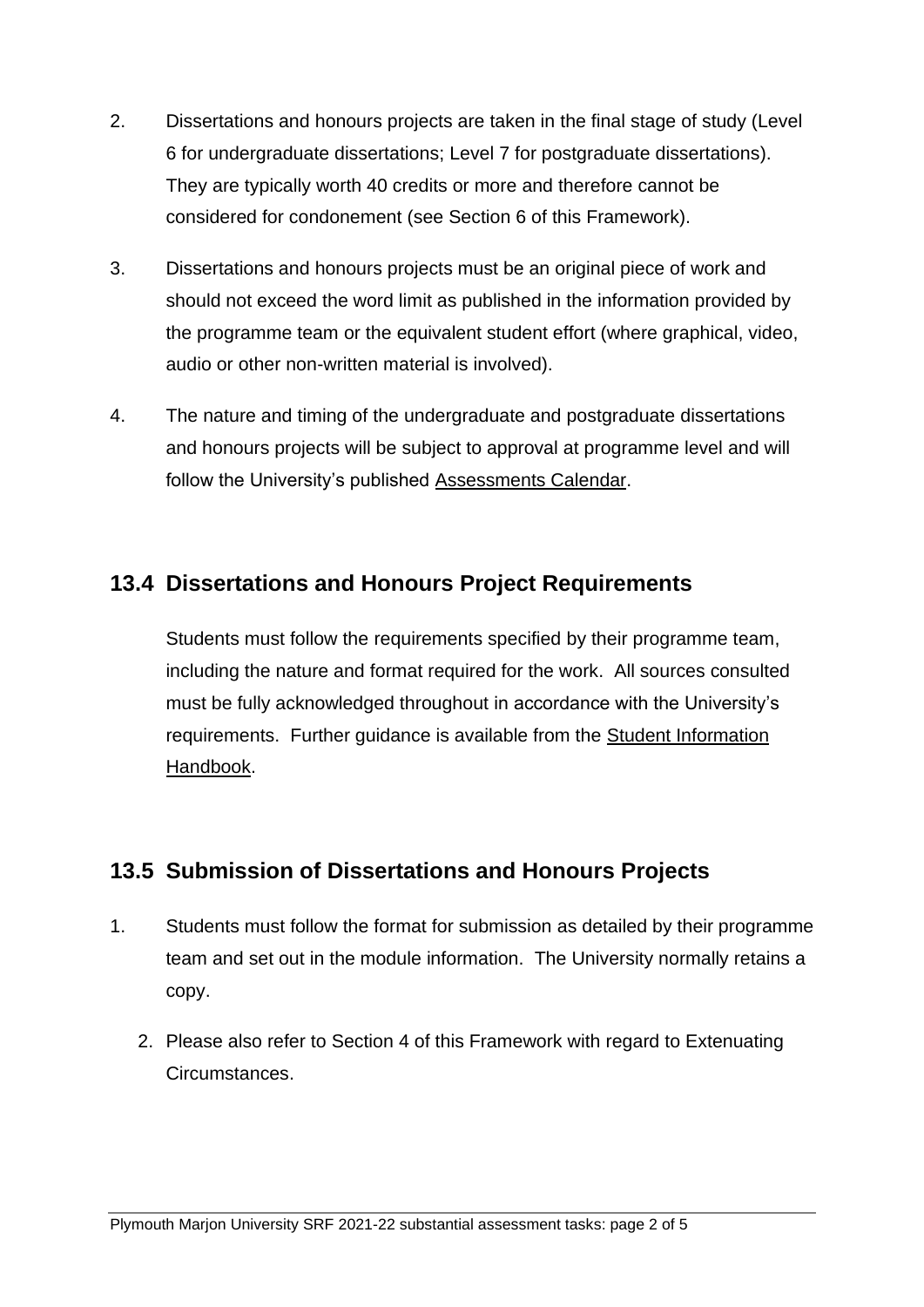2. Dissertations and honours projects are taken in the final stage of study (Level 6 for undergraduate dissertations; Level 7 for postgraduate dissertations). They are typically worth 40 credits or more and therefore cannot be considered for condonement (see Section 6 of this Framework).
3. Dissertations and honours projects must be an original piece of work and should not exceed the word limit as published in the information provided by the programme team or the equivalent student effort (where graphical, video, audio or other non-written material is involved).
4. The nature and timing of the undergraduate and postgraduate dissertations and honours projects will be subject to approval at programme level and will follow the University's published Assessments Calendar.

## 13.4 Dissertations and Honours Project Requirements

Students must follow the requirements specified by their programme team, including the nature and format required for the work. All sources consulted must be fully acknowledged throughout in accordance with the University's requirements. Further guidance is available from the Student Information Handbook.

## 13.5 Submission of Dissertations and Honours Projects

1. Students must follow the format for submission as detailed by their programme team and set out in the module information. The University normally retains a copy.
2. Please also refer to Section 4 of this Framework with regard to Extenuating Circumstances.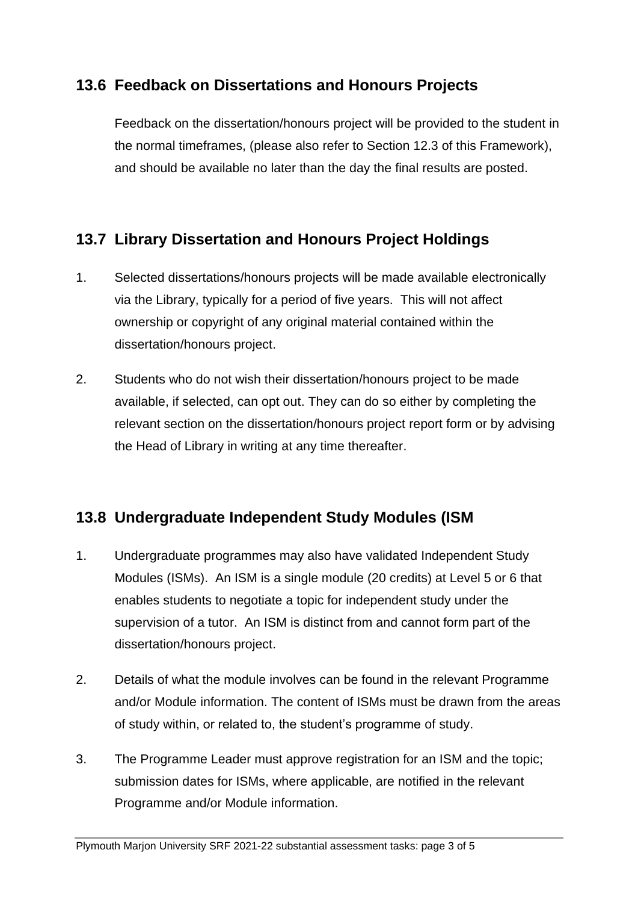## 13.6 Feedback on Dissertations and Honours Projects

Feedback on the dissertation/honours project will be provided to the student in the normal timeframes, (please also refer to Section 12.3 of this Framework), and should be available no later than the day the final results are posted.

## 13.7 Library Dissertation and Honours Project Holdings

1. Selected dissertations/honours projects will be made available electronically via the Library, typically for a period of five years. This will not affect ownership or copyright of any original material contained within the dissertation/honours project.

2. Students who do not wish their dissertation/honours project to be made available, if selected, can opt out. They can do so either by completing the relevant section on the dissertation/honours project report form or by advising the Head of Library in writing at any time thereafter.

## 13.8 Undergraduate Independent Study Modules (ISM

1. Undergraduate programmes may also have validated Independent Study Modules (ISMs). An ISM is a single module (20 credits) at Level 5 or 6 that enables students to negotiate a topic for independent study under the supervision of a tutor. An ISM is distinct from and cannot form part of the dissertation/honours project.

2. Details of what the module involves can be found in the relevant Programme and/or Module information. The content of ISMs must be drawn from the areas of study within, or related to, the student's programme of study.

3. The Programme Leader must approve registration for an ISM and the topic; submission dates for ISMs, where applicable, are notified in the relevant Programme and/or Module information.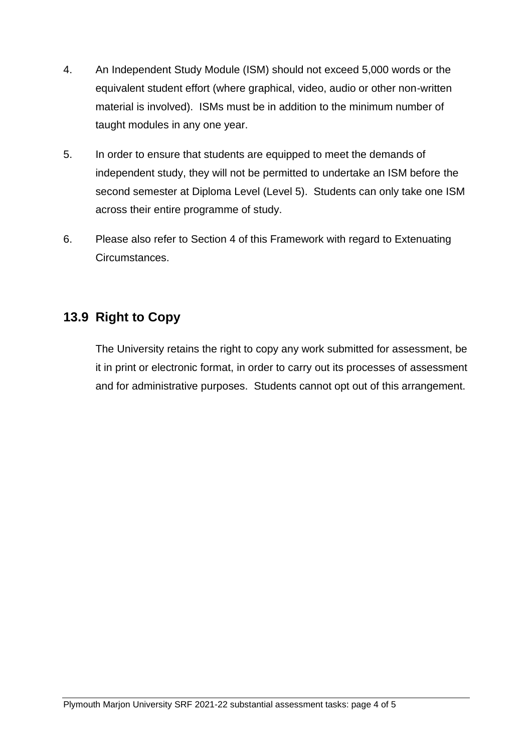4. An Independent Study Module (ISM) should not exceed 5,000 words or the equivalent student effort (where graphical, video, audio or other non-written material is involved). ISMs must be in addition to the minimum number of taught modules in any one year.

5. In order to ensure that students are equipped to meet the demands of independent study, they will not be permitted to undertake an ISM before the second semester at Diploma Level (Level 5). Students can only take one ISM across their entire programme of study.

6. Please also refer to Section 4 of this Framework with regard to Extenuating Circumstances.

## 13.9 Right to Copy

The University retains the right to copy any work submitted for assessment, be it in print or electronic format, in order to carry out its processes of assessment and for administrative purposes. Students cannot opt out of this arrangement.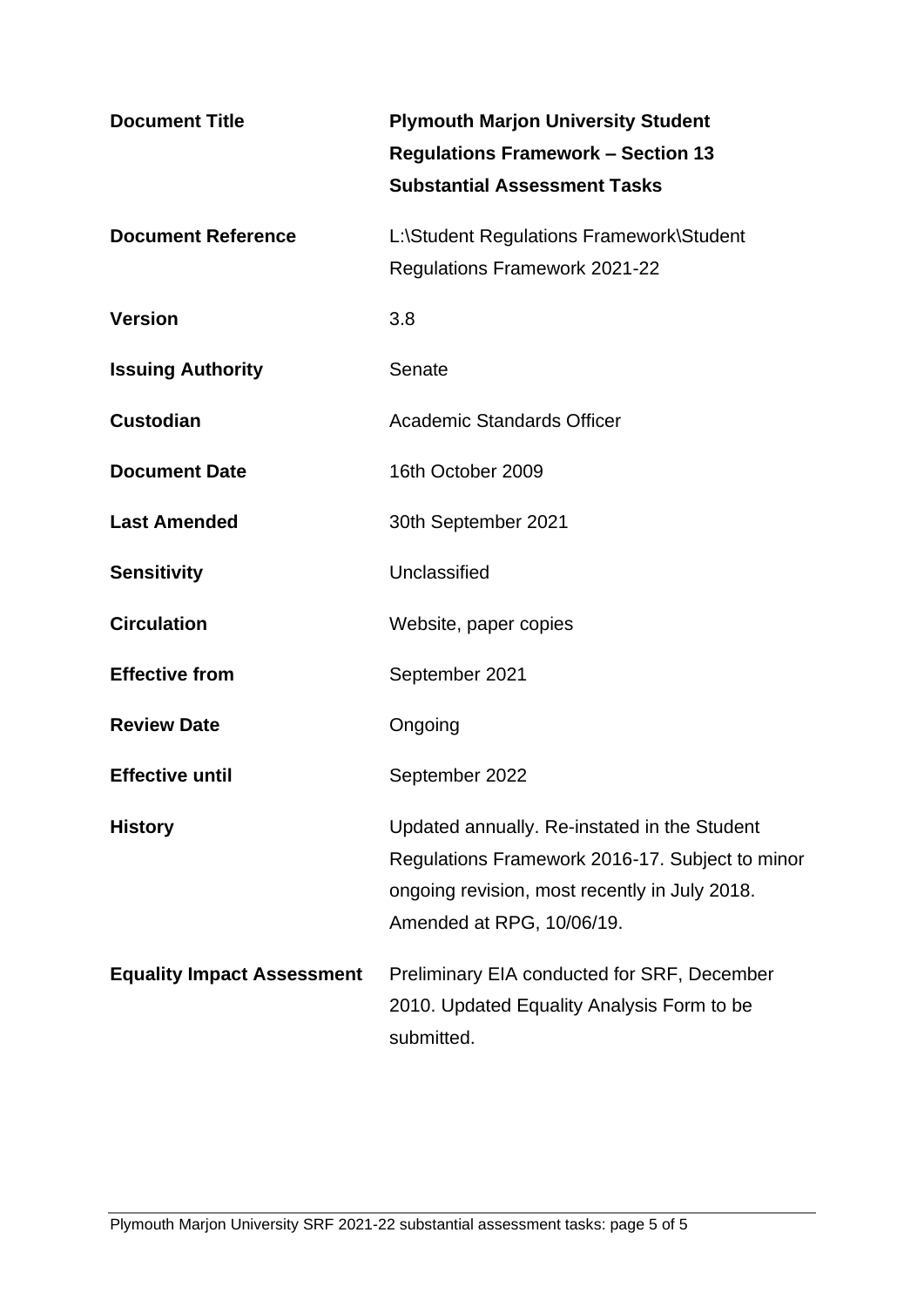| | |
|---|---|
| **Document Title** | **Plymouth Marjon University Student Regulations Framework – Section 13 Substantial Assessment Tasks** |
| **Document Reference** | L:\Student Regulations Framework\Student Regulations Framework 2021-22 |
| **Version** | 3.8 |
| **Issuing Authority** | Senate |
| **Custodian** | Academic Standards Officer |
| **Document Date** | 16th October 2009 |
| **Last Amended** | 30th September 2021 |
| **Sensitivity** | Unclassified |
| **Circulation** | Website, paper copies |
| **Effective from** | September 2021 |
| **Review Date** | Ongoing |
| **Effective until** | September 2022 |
| **History** | Updated annually. Re-instated in the Student Regulations Framework 2016-17. Subject to minor ongoing revision, most recently in July 2018. Amended at RPG, 10/06/19. |
| **Equality Impact Assessment** | Preliminary EIA conducted for SRF, December 2010. Updated Equality Analysis Form to be submitted. |